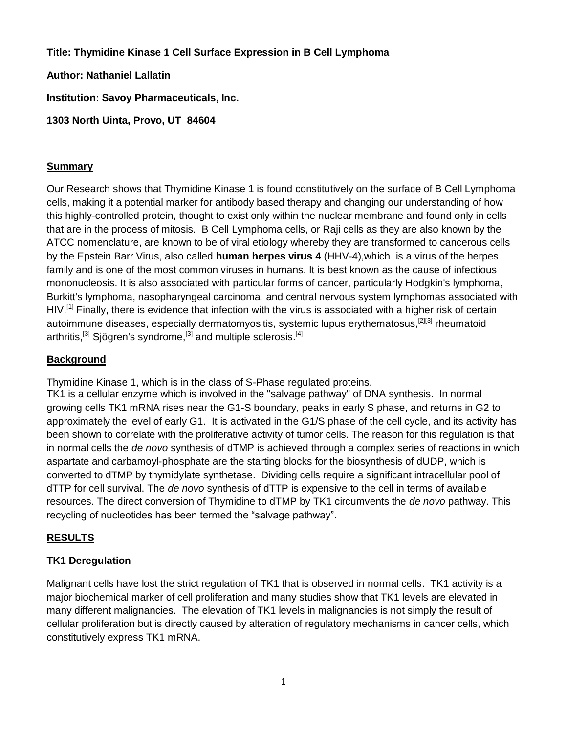**Title: Thymidine Kinase 1 Cell Surface Expression in B Cell Lymphoma**

**Author: Nathaniel Lallatin**

**Institution: Savoy Pharmaceuticals, Inc.**

**1303 North Uinta, Provo, UT 84604**

## Summary

Our Research shows that Thymidine Kinase 1 is found constitutively on the surface of B Cell Lymphoma cells, making it a potential marker for antibody based therapy and changing our understanding of how this highly-controlled protein, thought to exist only within the nuclear membrane and found only in cells that are in the process of mitosis. B Cell Lymphoma cells, or Raji cells as they are also known by the ATCC nomenclature, are known to be of viral etiology whereby they are transformed to cancerous cells by the Epstein Barr Virus, also called **human herpes virus 4** (HHV-4),which is a virus of the herpes family and is one of the most common viruses in humans. It is best known as the cause of infectious mononucleosis. It is also associated with particular forms of cancer, particularly Hodgkin's lymphoma, Burkitt's lymphoma, nasopharyngeal carcinoma, and central nervous system lymphomas associated with HIV.[1] Finally, there is evidence that infection with the virus is associated with a higher risk of certain autoimmune diseases, especially dermatomyositis, systemic lupus erythematosus,[2][3] rheumatoid arthritis,[3] Sjögren's syndrome,[3] and multiple sclerosis.[4]

## Background

Thymidine Kinase 1, which is in the class of S-Phase regulated proteins.
TK1 is a cellular enzyme which is involved in the "salvage pathway" of DNA synthesis. In normal growing cells TK1 mRNA rises near the G1-S boundary, peaks in early S phase, and returns in G2 to approximately the level of early G1. It is activated in the G1/S phase of the cell cycle, and its activity has been shown to correlate with the proliferative activity of tumor cells. The reason for this regulation is that in normal cells the *de novo* synthesis of dTMP is achieved through a complex series of reactions in which aspartate and carbamoyl-phosphate are the starting blocks for the biosynthesis of dUDP, which is converted to dTMP by thymidylate synthetase. Dividing cells require a significant intracellular pool of dTTP for cell survival. The *de novo* synthesis of dTTP is expensive to the cell in terms of available resources. The direct conversion of Thymidine to dTMP by TK1 circumvents the *de novo* pathway. This recycling of nucleotides has been termed the "salvage pathway".

## RESULTS

### TK1 Deregulation

Malignant cells have lost the strict regulation of TK1 that is observed in normal cells. TK1 activity is a major biochemical marker of cell proliferation and many studies show that TK1 levels are elevated in many different malignancies. The elevation of TK1 levels in malignancies is not simply the result of cellular proliferation but is directly caused by alteration of regulatory mechanisms in cancer cells, which constitutively express TK1 mRNA.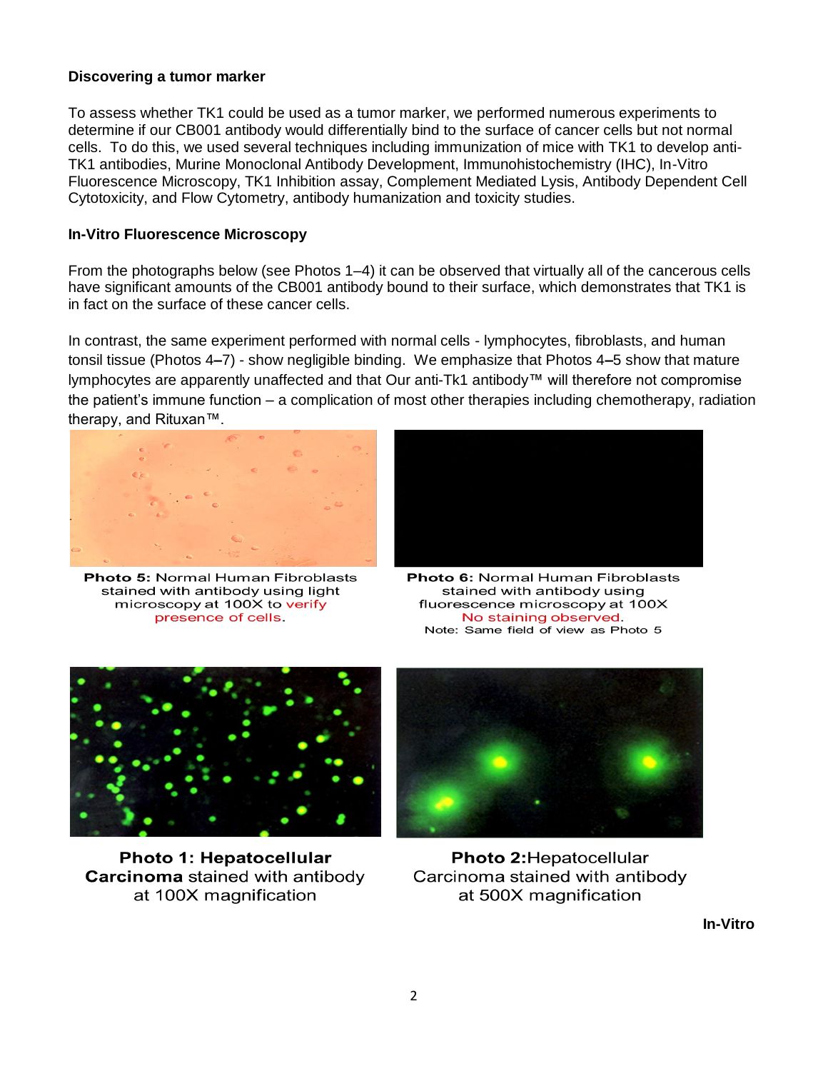**Discovering a tumor marker**

To assess whether TK1 could be used as a tumor marker, we performed numerous experiments to determine if our CB001 antibody would differentially bind to the surface of cancer cells but not normal cells. To do this, we used several techniques including immunization of mice with TK1 to develop anti-TK1 antibodies, Murine Monoclonal Antibody Development, Immunohistochemistry (IHC), In-Vitro Fluorescence Microscopy, TK1 Inhibition assay, Complement Mediated Lysis, Antibody Dependent Cell Cytotoxicity, and Flow Cytometry, antibody humanization and toxicity studies.

**In-Vitro Fluorescence Microscopy**

From the photographs below (see Photos 1–4) it can be observed that virtually all of the cancerous cells have significant amounts of the CB001 antibody bound to their surface, which demonstrates that TK1 is in fact on the surface of these cancer cells.

In contrast, the same experiment performed with normal cells - lymphocytes, fibroblasts, and human tonsil tissue (Photos 4–7) - show negligible binding. We emphasize that Photos 4–5 show that mature lymphocytes are apparently unaffected and that Our anti-Tk1 antibody™ will therefore not compromise the patient's immune function – a complication of most other therapies including chemotherapy, radiation therapy, and Rituxan™.

**Photo 5:** Normal Human Fibroblasts stained with antibody using light microscopy at 100X to verify presence of cells.

**Photo 6:** Normal Human Fibroblasts stained with antibody using fluorescence microscopy at 100X No staining observed.
Note: Same field of view as Photo 5

**Photo 1: Hepatocellular Carcinoma** stained with antibody at 100X magnification

**Photo 2:** Hepatocellular Carcinoma stained with antibody at 500X magnification

**In-Vitro**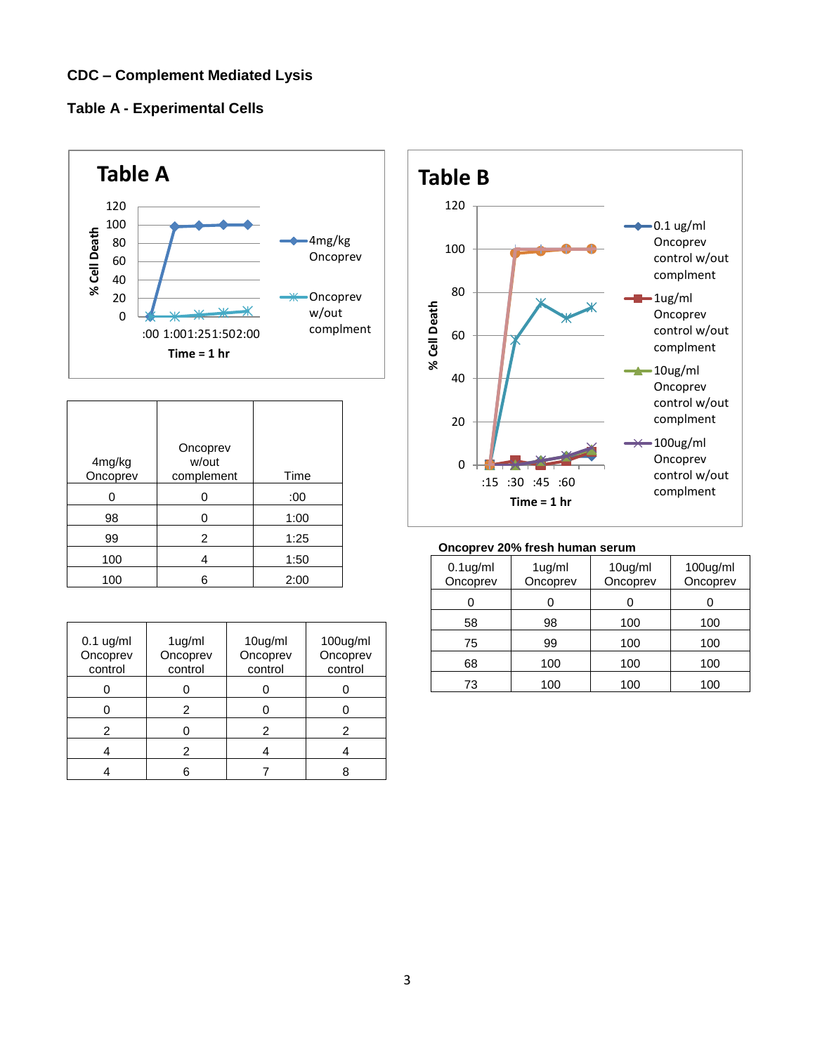## CDC – Complement Mediated Lysis

### Table A - Experimental Cells

**Table A**

% Cell Death vs. Time = 1 hr (:00, 1:00, 1:25, 1:50, 2:00); series: 4mg/kg Oncoprev; Oncoprev w/out complment

**Table B**

% Cell Death vs. Time = 1 hr (:15, :30, :45, :60); series: 0.1 ug/ml Oncoprev control w/out complment; 1ug/ml Oncoprev control w/out complment; 10ug/ml Oncoprev control w/out complment; 100ug/ml Oncoprev control w/out complment

| 4mg/kg Oncoprev | Oncoprev w/out complement | Time |
|---|---|---|
| 0 | 0 | :00 |
| 98 | 0 | 1:00 |
| 99 | 2 | 1:25 |
| 100 | 4 | 1:50 |
| 100 | 6 | 2:00 |

| 0.1 ug/ml Oncoprev control | 1ug/ml Oncoprev control | 10ug/ml Oncoprev control | 100ug/ml Oncoprev control |
|---|---|---|---|
| 0 | 0 | 0 | 0 |
| 0 | 2 | 0 | 0 |
| 2 | 0 | 2 | 2 |
| 4 | 2 | 4 | 4 |
| 4 | 6 | 7 | 8 |

**Oncoprev 20% fresh human serum**

| 0.1ug/ml Oncoprev | 1ug/ml Oncoprev | 10ug/ml Oncoprev | 100ug/ml Oncoprev |
|---|---|---|---|
| 0 | 0 | 0 | 0 |
| 58 | 98 | 100 | 100 |
| 75 | 99 | 100 | 100 |
| 68 | 100 | 100 | 100 |
| 73 | 100 | 100 | 100 |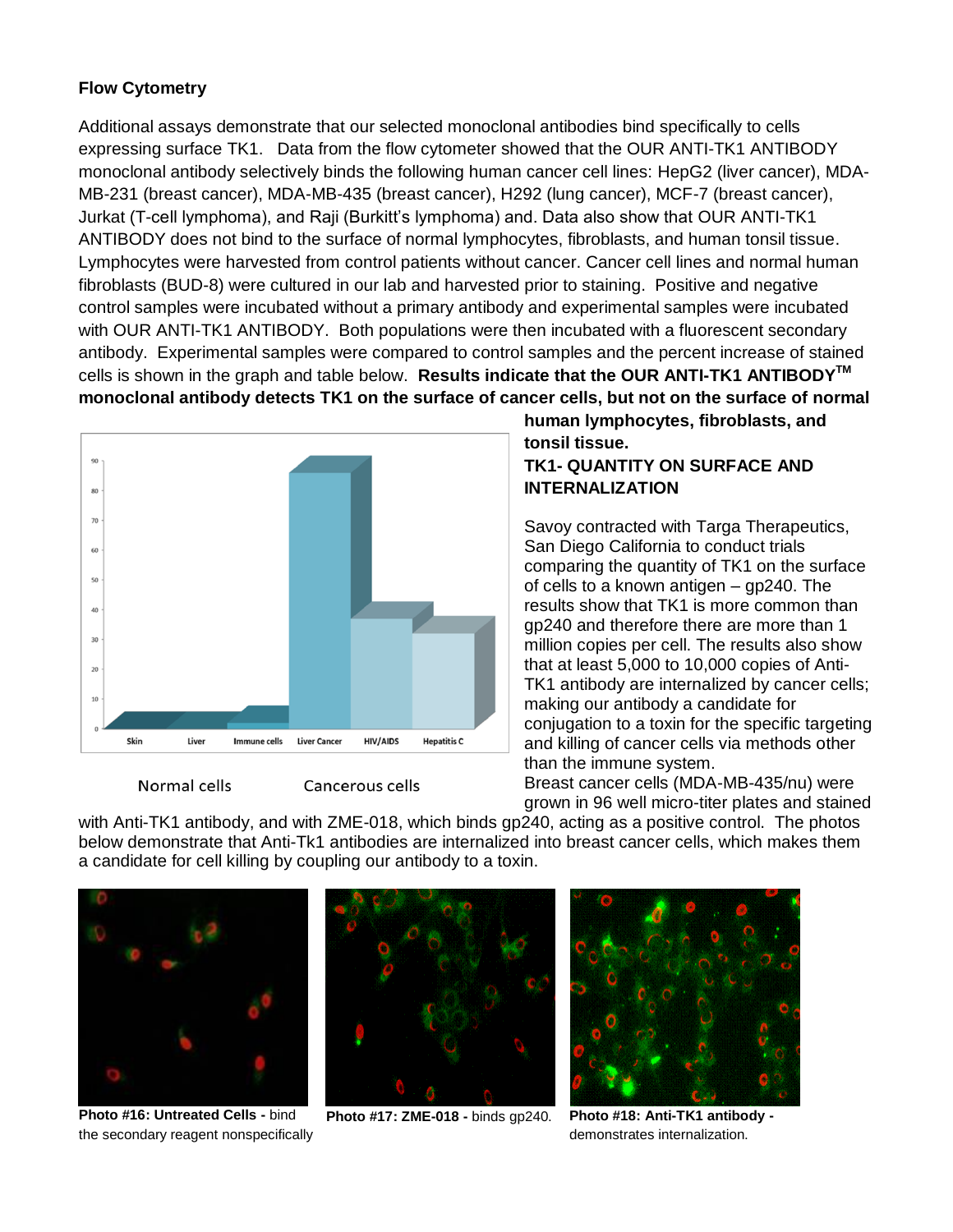**Flow Cytometry**

Additional assays demonstrate that our selected monoclonal antibodies bind specifically to cells expressing surface TK1. Data from the flow cytometer showed that the OUR ANTI-TK1 ANTIBODY monoclonal antibody selectively binds the following human cancer cell lines: HepG2 (liver cancer), MDA-MB-231 (breast cancer), MDA-MB-435 (breast cancer), H292 (lung cancer), MCF-7 (breast cancer), Jurkat (T-cell lymphoma), and Raji (Burkitt's lymphoma) and. Data also show that OUR ANTI-TK1 ANTIBODY does not bind to the surface of normal lymphocytes, fibroblasts, and human tonsil tissue. Lymphocytes were harvested from control patients without cancer. Cancer cell lines and normal human fibroblasts (BUD-8) were cultured in our lab and harvested prior to staining. Positive and negative control samples were incubated without a primary antibody and experimental samples were incubated with OUR ANTI-TK1 ANTIBODY. Both populations were then incubated with a fluorescent secondary antibody. Experimental samples were compared to control samples and the percent increase of stained cells is shown in the graph and table below. **Results indicate that the OUR ANTI-TK1 ANTIBODY[TM] monoclonal antibody detects TK1 on the surface of cancer cells, but not on the surface of normal human lymphocytes, fibroblasts, and tonsil tissue.**

Normal cells    Cancerous cells

**TK1- QUANTITY ON SURFACE AND INTERNALIZATION**

Savoy contracted with Targa Therapeutics, San Diego California to conduct trials comparing the quantity of TK1 on the surface of cells to a known antigen – gp240. The results show that TK1 is more common than gp240 and therefore there are more than 1 million copies per cell. The results also show that at least 5,000 to 10,000 copies of Anti-TK1 antibody are internalized by cancer cells; making our antibody a candidate for conjugation to a toxin for the specific targeting and killing of cancer cells via methods other than the immune system.

Breast cancer cells (MDA-MB-435/nu) were grown in 96 well micro-titer plates and stained with Anti-TK1 antibody, and with ZME-018, which binds gp240, acting as a positive control. The photos below demonstrate that Anti-Tk1 antibodies are internalized into breast cancer cells, which makes them a candidate for cell killing by coupling our antibody to a toxin.

**Photo #16: Untreated Cells -** bind the secondary reagent nonspecifically

**Photo #17: ZME-018 -** binds gp240.

**Photo #18: Anti-TK1 antibody -** demonstrates internalization.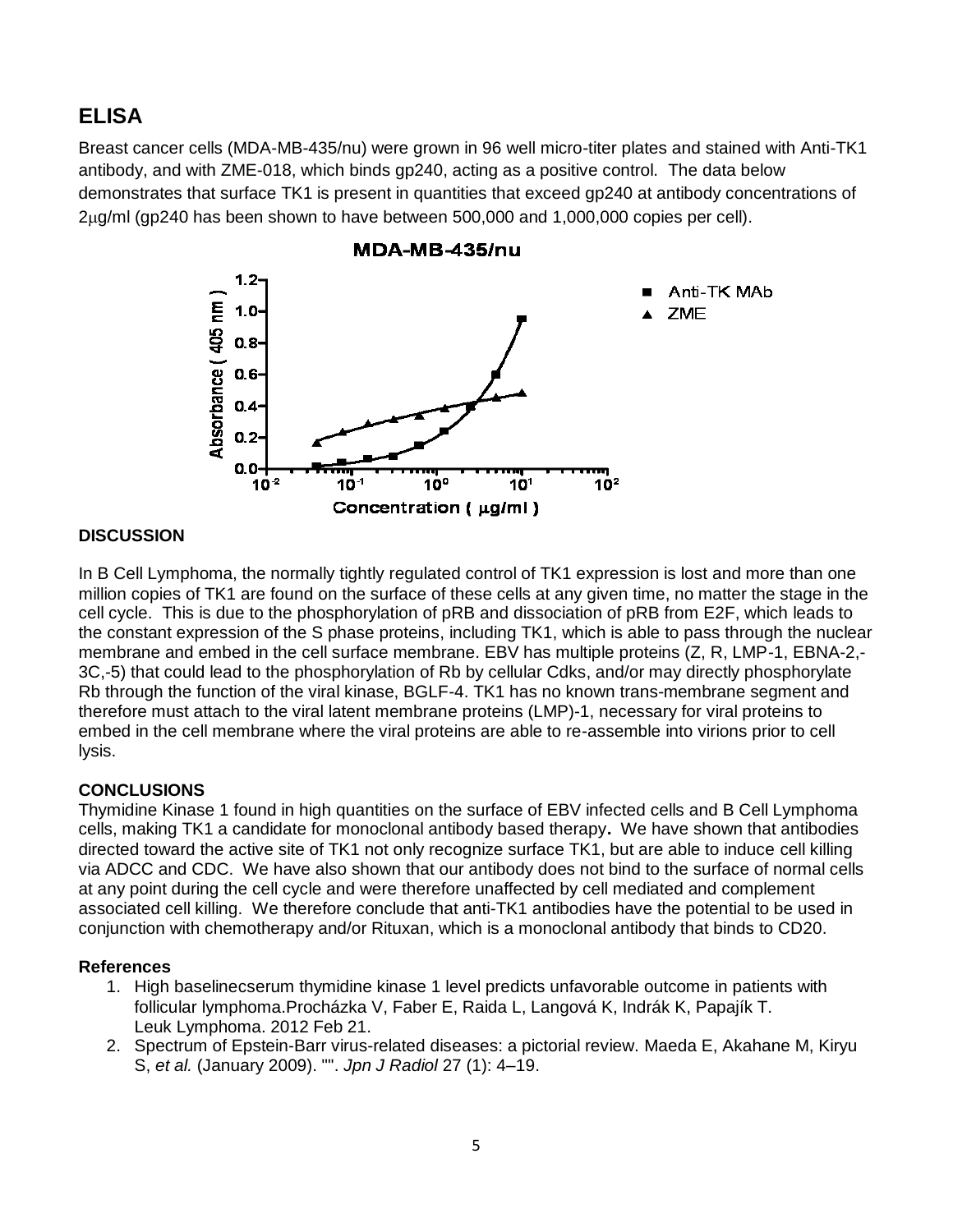## ELISA

Breast cancer cells (MDA-MB-435/nu) were grown in 96 well micro-titer plates and stained with Anti-TK1 antibody, and with ZME-018, which binds gp240, acting as a positive control. The data below demonstrates that surface TK1 is present in quantities that exceed gp240 at antibody concentrations of 2μg/ml (gp240 has been shown to have between 500,000 and 1,000,000 copies per cell).

### DISCUSSION

In B Cell Lymphoma, the normally tightly regulated control of TK1 expression is lost and more than one million copies of TK1 are found on the surface of these cells at any given time, no matter the stage in the cell cycle. This is due to the phosphorylation of pRB and dissociation of pRB from E2F, which leads to the constant expression of the S phase proteins, including TK1, which is able to pass through the nuclear membrane and embed in the cell surface membrane. EBV has multiple proteins (Z, R, LMP-1, EBNA-2,-3C,-5) that could lead to the phosphorylation of Rb by cellular Cdks, and/or may directly phosphorylate Rb through the function of the viral kinase, BGLF-4. TK1 has no known trans-membrane segment and therefore must attach to the viral latent membrane proteins (LMP)-1, necessary for viral proteins to embed in the cell membrane where the viral proteins are able to re-assemble into virions prior to cell lysis.

### CONCLUSIONS

Thymidine Kinase 1 found in high quantities on the surface of EBV infected cells and B Cell Lymphoma cells, making TK1 a candidate for monoclonal antibody based therapy**.** We have shown that antibodies directed toward the active site of TK1 not only recognize surface TK1, but are able to induce cell killing via ADCC and CDC. We have also shown that our antibody does not bind to the surface of normal cells at any point during the cell cycle and were therefore unaffected by cell mediated and complement associated cell killing. We therefore conclude that anti-TK1 antibodies have the potential to be used in conjunction with chemotherapy and/or Rituxan, which is a monoclonal antibody that binds to CD20.

### References

1. High baselinecserum thymidine kinase 1 level predicts unfavorable outcome in patients with follicular lymphoma.Procházka V, Faber E, Raida L, Langová K, Indrák K, Papajík T. Leuk Lymphoma. 2012 Feb 21.
2. Spectrum of Epstein-Barr virus-related diseases: a pictorial review. Maeda E, Akahane M, Kiryu S, *et al.* (January 2009). "". *Jpn J Radiol* 27 (1): 4–19.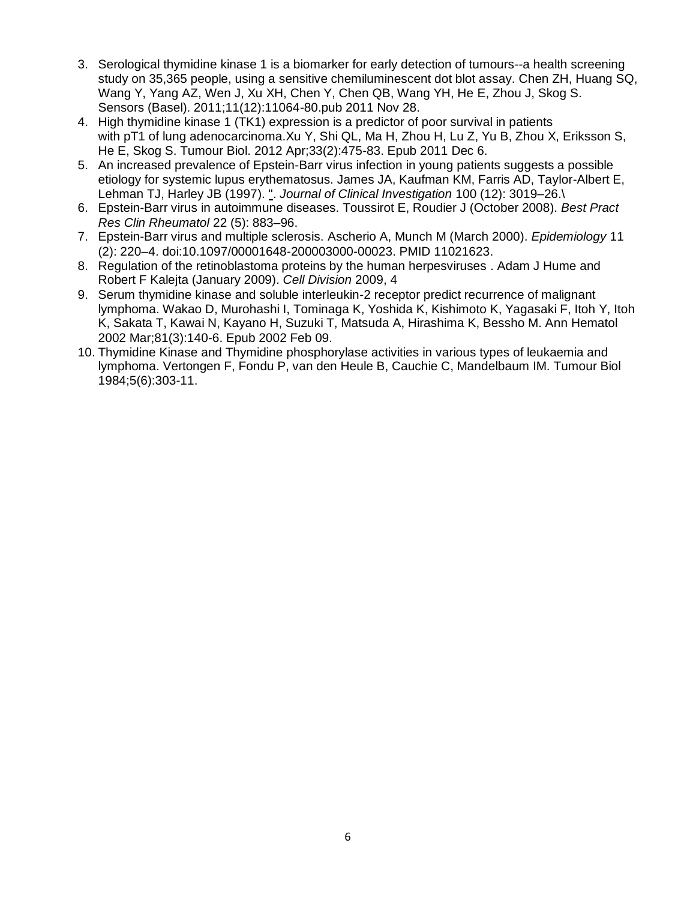3. Serological thymidine kinase 1 is a biomarker for early detection of tumours--a health screening study on 35,365 people, using a sensitive chemiluminescent dot blot assay. Chen ZH, Huang SQ, Wang Y, Yang AZ, Wen J, Xu XH, Chen Y, Chen QB, Wang YH, He E, Zhou J, Skog S. Sensors (Basel). 2011;11(12):11064-80.pub 2011 Nov 28.
4. High thymidine kinase 1 (TK1) expression is a predictor of poor survival in patients with pT1 of lung adenocarcinoma.Xu Y, Shi QL, Ma H, Zhou H, Lu Z, Yu B, Zhou X, Eriksson S, He E, Skog S. Tumour Biol. 2012 Apr;33(2):475-83. Epub 2011 Dec 6.
5. An increased prevalence of Epstein-Barr virus infection in young patients suggests a possible etiology for systemic lupus erythematosus. James JA, Kaufman KM, Farris AD, Taylor-Albert E, Lehman TJ, Harley JB (1997). ". *Journal of Clinical Investigation* 100 (12): 3019–26.\
6. Epstein-Barr virus in autoimmune diseases. Toussirot E, Roudier J (October 2008). *Best Pract Res Clin Rheumatol* 22 (5): 883–96.
7. Epstein-Barr virus and multiple sclerosis. Ascherio A, Munch M (March 2000). *Epidemiology* 11 (2): 220–4. doi:10.1097/00001648-200003000-00023. PMID 11021623.
8. Regulation of the retinoblastoma proteins by the human herpesviruses . Adam J Hume and Robert F Kalejta (January 2009). *Cell Division* 2009, 4
9. Serum thymidine kinase and soluble interleukin-2 receptor predict recurrence of malignant lymphoma. Wakao D, Murohashi I, Tominaga K, Yoshida K, Kishimoto K, Yagasaki F, Itoh Y, Itoh K, Sakata T, Kawai N, Kayano H, Suzuki T, Matsuda A, Hirashima K, Bessho M. Ann Hematol 2002 Mar;81(3):140-6. Epub 2002 Feb 09.
10. Thymidine Kinase and Thymidine phosphorylase activities in various types of leukaemia and lymphoma. Vertongen F, Fondu P, van den Heule B, Cauchie C, Mandelbaum IM. Tumour Biol 1984;5(6):303-11.